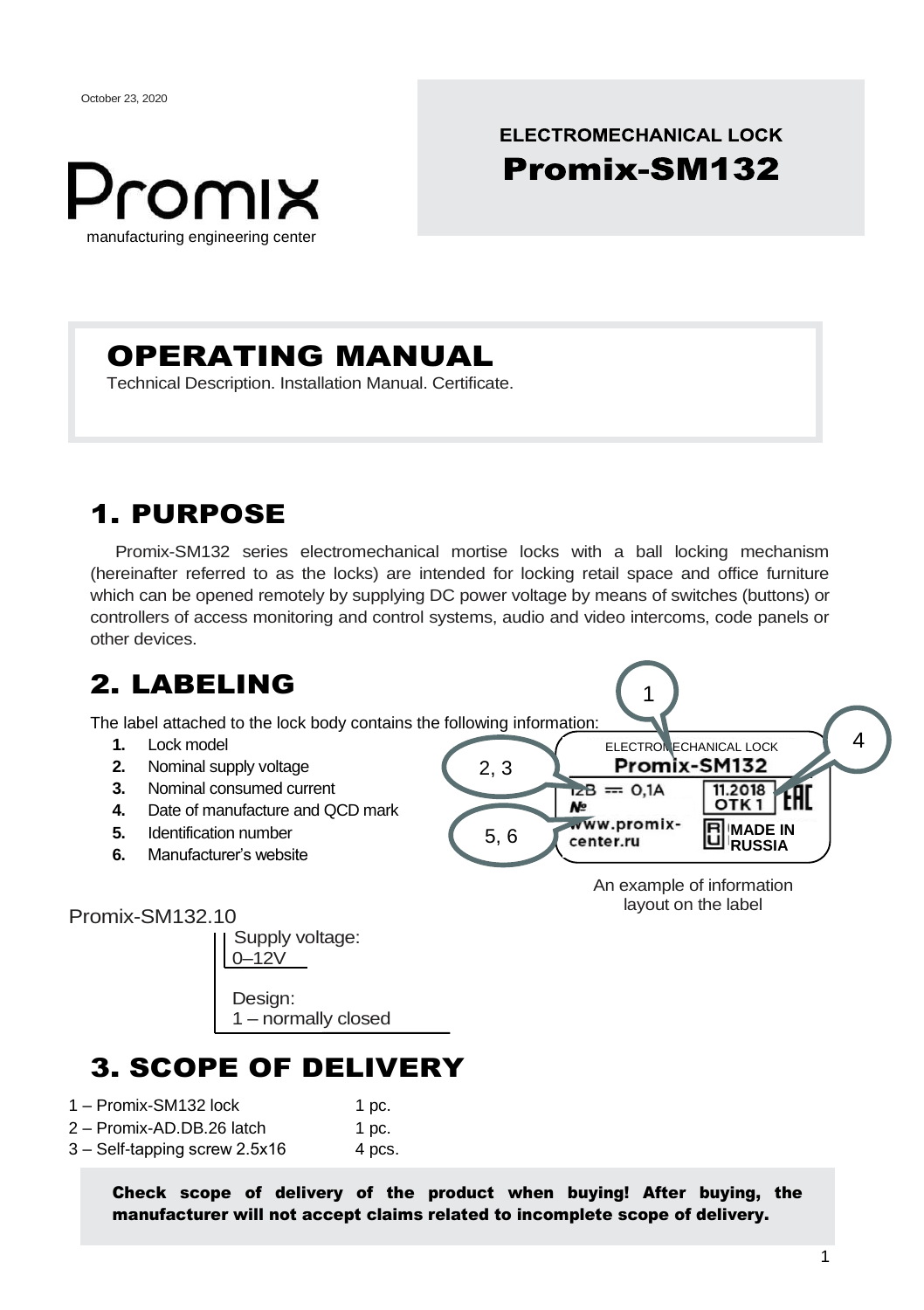October 23, 2020

Promix
manufacturing engineering center

**ELECTROMECHANICAL LOCK**
# Promix-SM132

# OPERATING MANUAL

Technical Description. Installation Manual. Certificate.

## 1. PURPOSE

Promix-SM132 series electromechanical mortise locks with a ball locking mechanism (hereinafter referred to as the locks) are intended for locking retail space and office furniture which can be opened remotely by supplying DC power voltage by means of switches (buttons) or controllers of access monitoring and control systems, audio and video intercoms, code panels or other devices.

## 2. LABELING

The label attached to the lock body contains the following information:

1. Lock model
2. Nominal supply voltage
3. Nominal consumed current
4. Date of manufacture and QCD mark
5. Identification number
6. Manufacturer's website

ELECTROMECHANICAL LOCK
Promix-SM132
12В ⎓ 0,1А
№
www.promix-center.ru
11.2018
ОТК 1
MADE IN RUSSIA

An example of information layout on the label

Promix-SM132.10

- Supply voltage: 0–12V
- Design: 1 – normally closed

## 3. SCOPE OF DELIVERY

| | |
|---|---|
| 1 – Promix-SM132 lock | 1 pc. |
| 2 – Promix-AD.DB.26 latch | 1 pc. |
| 3 – Self-tapping screw 2.5x16 | 4 pcs. |

**Check scope of delivery of the product when buying! After buying, the manufacturer will not accept claims related to incomplete scope of delivery.**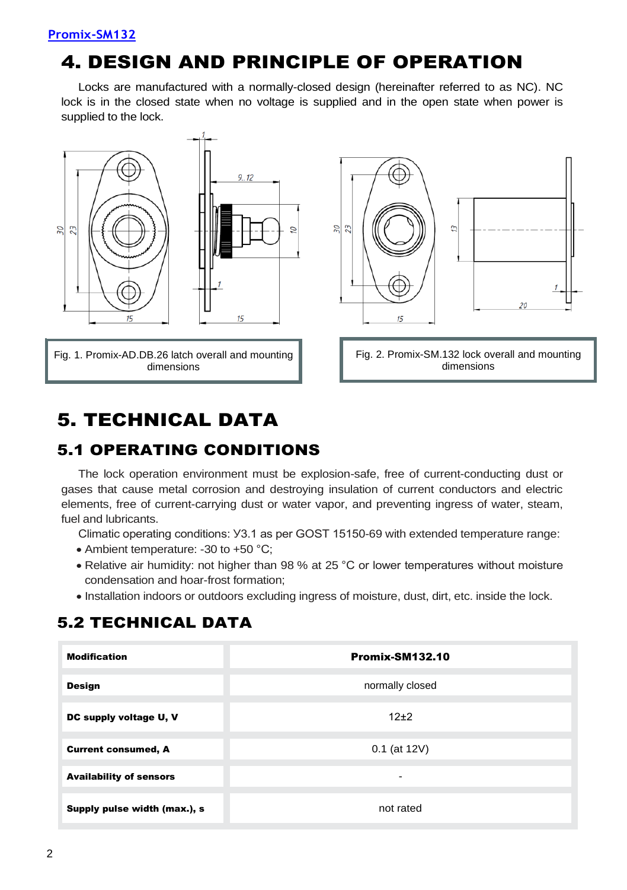# 4. DESIGN AND PRINCIPLE OF OPERATION

Locks are manufactured with a normally-closed design (hereinafter referred to as NC). NC lock is in the closed state when no voltage is supplied and in the open state when power is supplied to the lock.

Fig. 1. Promix-AD.DB.26 latch overall and mounting dimensions

Fig. 2. Promix-SM.132 lock overall and mounting dimensions

# 5. TECHNICAL DATA

## 5.1 OPERATING CONDITIONS

The lock operation environment must be explosion-safe, free of current-conducting dust or gases that cause metal corrosion and destroying insulation of current conductors and electric elements, free of current-carrying dust or water vapor, and preventing ingress of water, steam, fuel and lubricants.

Climatic operating conditions: У3.1 as per GOST 15150-69 with extended temperature range:

- Ambient temperature: -30 to +50 °C;
- Relative air humidity: not higher than 98 % at 25 °C or lower temperatures without moisture condensation and hoar-frost formation;
- Installation indoors or outdoors excluding ingress of moisture, dust, dirt, etc. inside the lock.

## 5.2 TECHNICAL DATA

| **Modification** | **Promix-SM132.10** |
|---|---|
| **Design** | normally closed |
| **DC supply voltage U, V** | 12±2 |
| **Current consumed, A** | 0.1 (at 12V) |
| **Availability of sensors** | - |
| **Supply pulse width (max.), s** | not rated |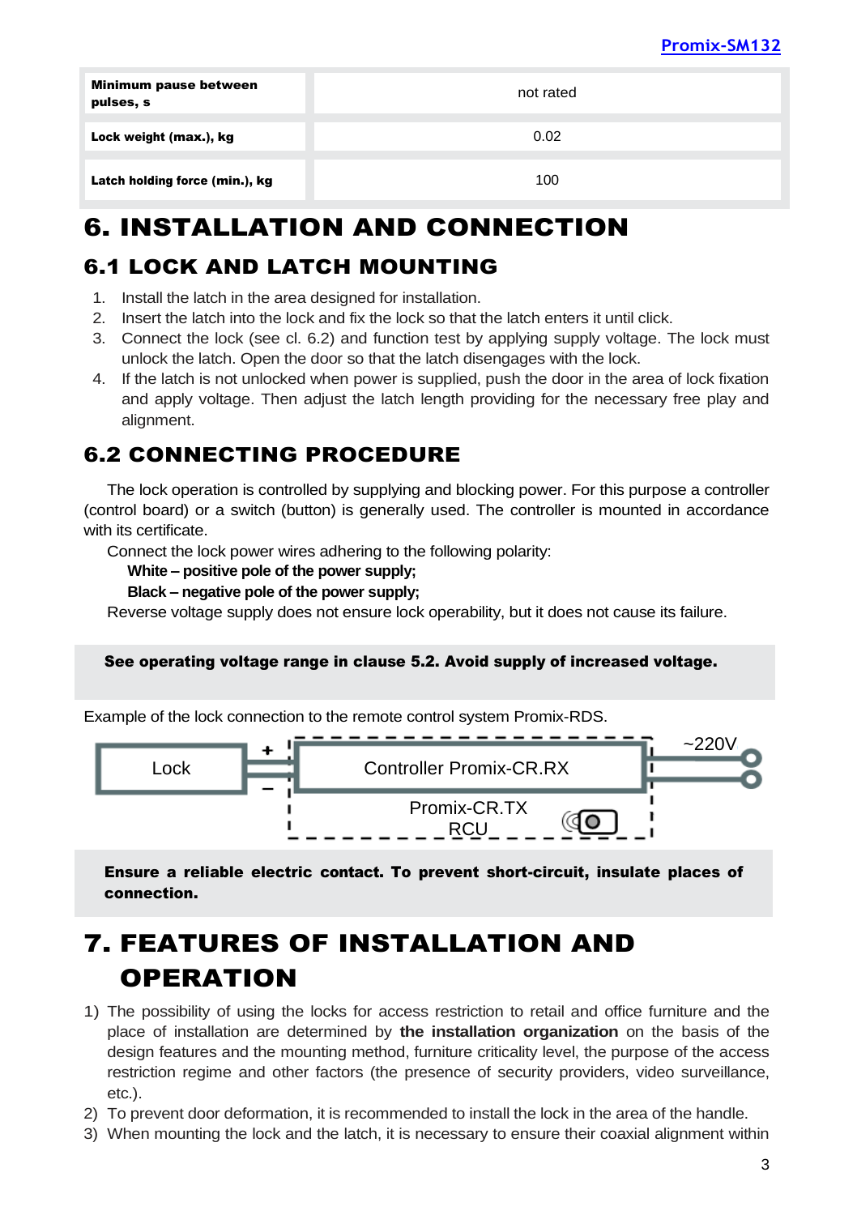| Minimum pause between pulses, s | not rated |
|---|---|
| Lock weight (max.), kg | 0.02 |
| Latch holding force (min.), kg | 100 |

# 6. INSTALLATION AND CONNECTION

## 6.1 LOCK AND LATCH MOUNTING

1. Install the latch in the area designed for installation.
2. Insert the latch into the lock and fix the lock so that the latch enters it until click.
3. Connect the lock (see cl. 6.2) and function test by applying supply voltage. The lock must unlock the latch. Open the door so that the latch disengages with the lock.
4. If the latch is not unlocked when power is supplied, push the door in the area of lock fixation and apply voltage. Then adjust the latch length providing for the necessary free play and alignment.

## 6.2 CONNECTING PROCEDURE

The lock operation is controlled by supplying and blocking power. For this purpose a controller (control board) or a switch (button) is generally used. The controller is mounted in accordance with its certificate.

Connect the lock power wires adhering to the following polarity:

**White – positive pole of the power supply;**

**Black – negative pole of the power supply;**

Reverse voltage supply does not ensure lock operability, but it does not cause its failure.

**See operating voltage range in clause 5.2. Avoid supply of increased voltage.**

Example of the lock connection to the remote control system Promix-RDS.

Lock + – Controller Promix-CR.RX ~220V Promix-CR.TX RCU

**Ensure a reliable electric contact. To prevent short-circuit, insulate places of connection.**

# 7. FEATURES OF INSTALLATION AND OPERATION

1) The possibility of using the locks for access restriction to retail and office furniture and the place of installation are determined by **the installation organization** on the basis of the design features and the mounting method, furniture criticality level, the purpose of the access restriction regime and other factors (the presence of security providers, video surveillance, etc.).
2) To prevent door deformation, it is recommended to install the lock in the area of the handle.
3) When mounting the lock and the latch, it is necessary to ensure their coaxial alignment within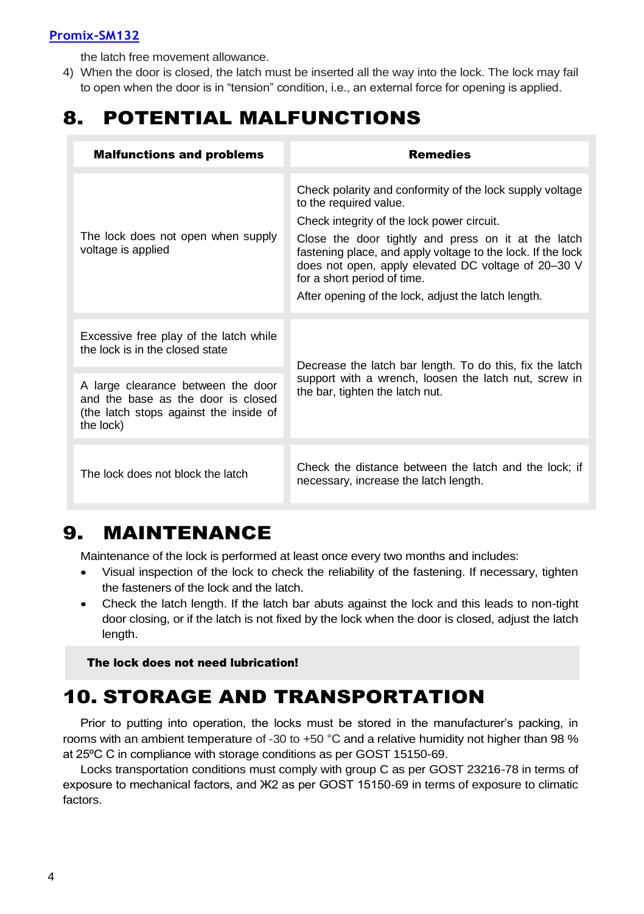the latch free movement allowance.

4) When the door is closed, the latch must be inserted all the way into the lock. The lock may fail to open when the door is in "tension" condition, i.e., an external force for opening is applied.

# 8. POTENTIAL MALFUNCTIONS

| Malfunctions and problems | Remedies |
|---|---|
| The lock does not open when supply voltage is applied | Check polarity and conformity of the lock supply voltage to the required value.<br>Check integrity of the lock power circuit.<br>Close the door tightly and press on it at the latch fastening place, and apply voltage to the lock. If the lock does not open, apply elevated DC voltage of 20–30 V for a short period of time.<br>After opening of the lock, adjust the latch length. |
| Excessive free play of the latch while the lock is in the closed state | Decrease the latch bar length. To do this, fix the latch support with a wrench, loosen the latch nut, screw in the bar, tighten the latch nut. |
| A large clearance between the door and the base as the door is closed (the latch stops against the inside of the lock) | |
| The lock does not block the latch | Check the distance between the latch and the lock; if necessary, increase the latch length. |

# 9. MAINTENANCE

Maintenance of the lock is performed at least once every two months and includes:

- Visual inspection of the lock to check the reliability of the fastening. If necessary, tighten the fasteners of the lock and the latch.
- Check the latch length. If the latch bar abuts against the lock and this leads to non-tight door closing, or if the latch is not fixed by the lock when the door is closed, adjust the latch length.

**The lock does not need lubrication!**

# 10. STORAGE AND TRANSPORTATION

Prior to putting into operation, the locks must be stored in the manufacturer's packing, in rooms with an ambient temperature of -30 to +50 °C and a relative humidity not higher than 98 % at 25ºC C in compliance with storage conditions as per GOST 15150-69.

Locks transportation conditions must comply with group C as per GOST 23216-78 in terms of exposure to mechanical factors, and Ж2 as per GOST 15150-69 in terms of exposure to climatic factors.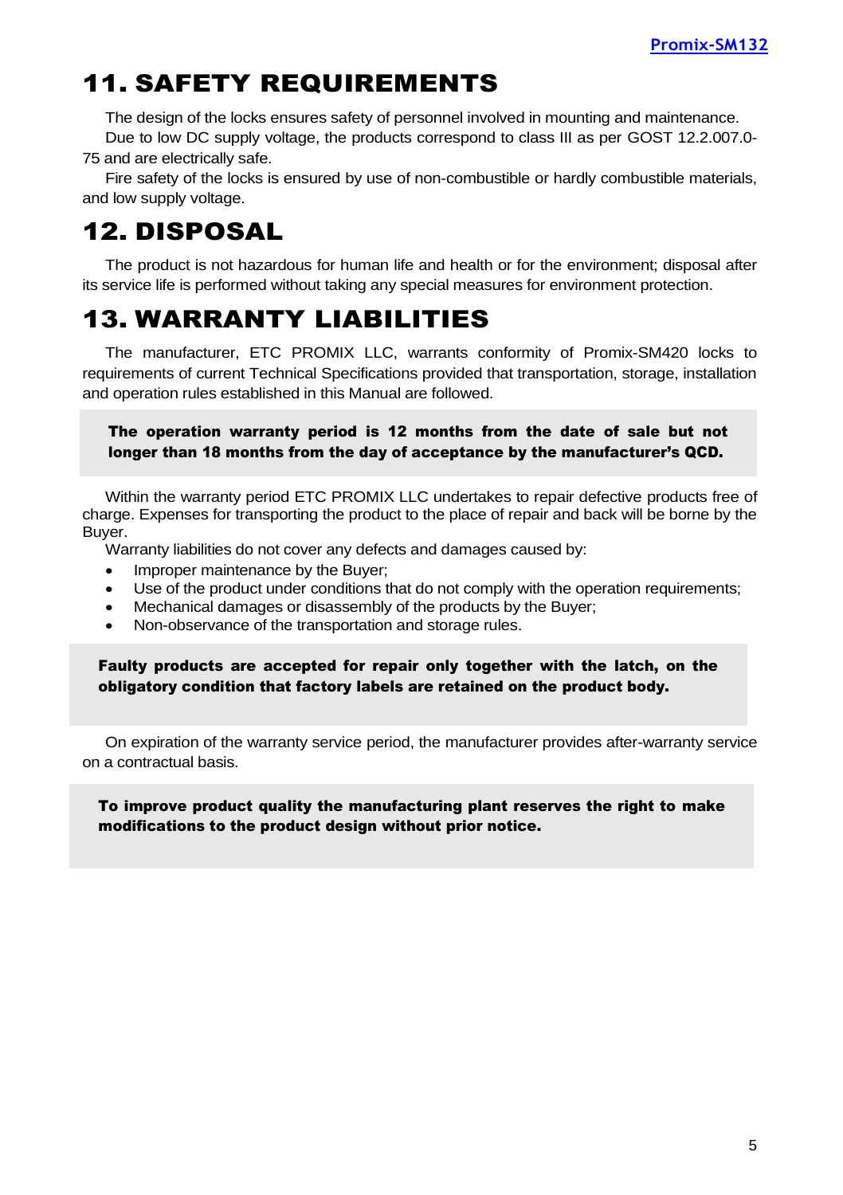# 11. SAFETY REQUIREMENTS

The design of the locks ensures safety of personnel involved in mounting and maintenance.

Due to low DC supply voltage, the products correspond to class III as per GOST 12.2.007.0-75 and are electrically safe.

Fire safety of the locks is ensured by use of non-combustible or hardly combustible materials, and low supply voltage.

# 12. DISPOSAL

The product is not hazardous for human life and health or for the environment; disposal after its service life is performed without taking any special measures for environment protection.

# 13. WARRANTY LIABILITIES

The manufacturer, ETC PROMIX LLC, warrants conformity of Promix-SM420 locks to requirements of current Technical Specifications provided that transportation, storage, installation and operation rules established in this Manual are followed.

**The operation warranty period is 12 months from the date of sale but not longer than 18 months from the day of acceptance by the manufacturer's QCD.**

Within the warranty period ETC PROMIX LLC undertakes to repair defective products free of charge. Expenses for transporting the product to the place of repair and back will be borne by the Buyer.

Warranty liabilities do not cover any defects and damages caused by:

- Improper maintenance by the Buyer;
- Use of the product under conditions that do not comply with the operation requirements;
- Mechanical damages or disassembly of the products by the Buyer;
- Non-observance of the transportation and storage rules.

**Faulty products are accepted for repair only together with the latch, on the obligatory condition that factory labels are retained on the product body.**

On expiration of the warranty service period, the manufacturer provides after-warranty service on a contractual basis.

**To improve product quality the manufacturing plant reserves the right to make modifications to the product design without prior notice.**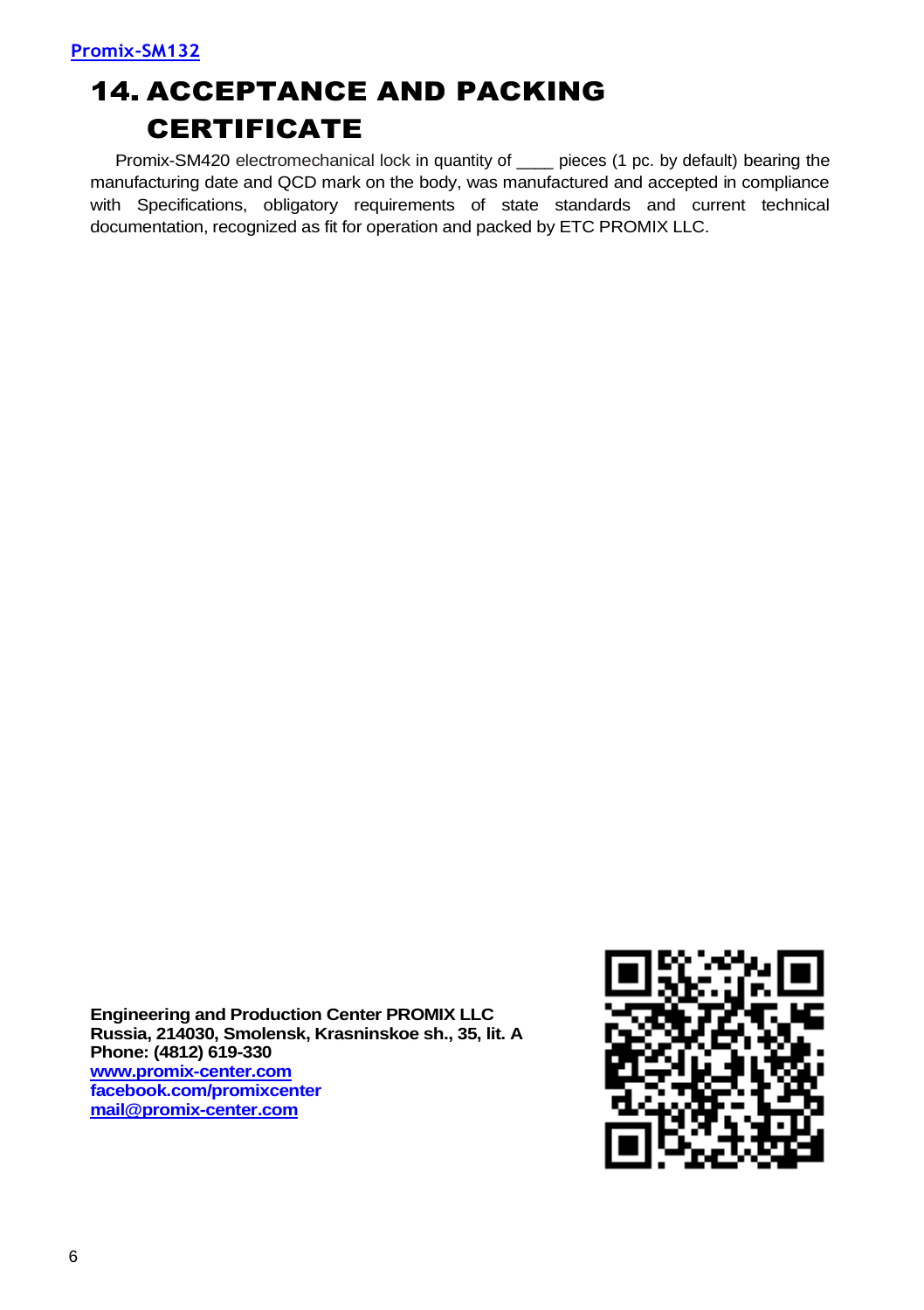# 14. ACCEPTANCE AND PACKING CERTIFICATE

Promix-SM420 electromechanical lock in quantity of ____ pieces (1 pc. by default) bearing the manufacturing date and QCD mark on the body, was manufactured and accepted in compliance with Specifications, obligatory requirements of state standards and current technical documentation, recognized as fit for operation and packed by ETC PROMIX LLC.

**Engineering and Production Center PROMIX LLC**
**Russia, 214030, Smolensk, Krasninskoe sh., 35, lit. A**
**Phone: (4812) 619-330**
**www.promix-center.com**
**facebook.com/promixcenter**
**mail@promix-center.com**